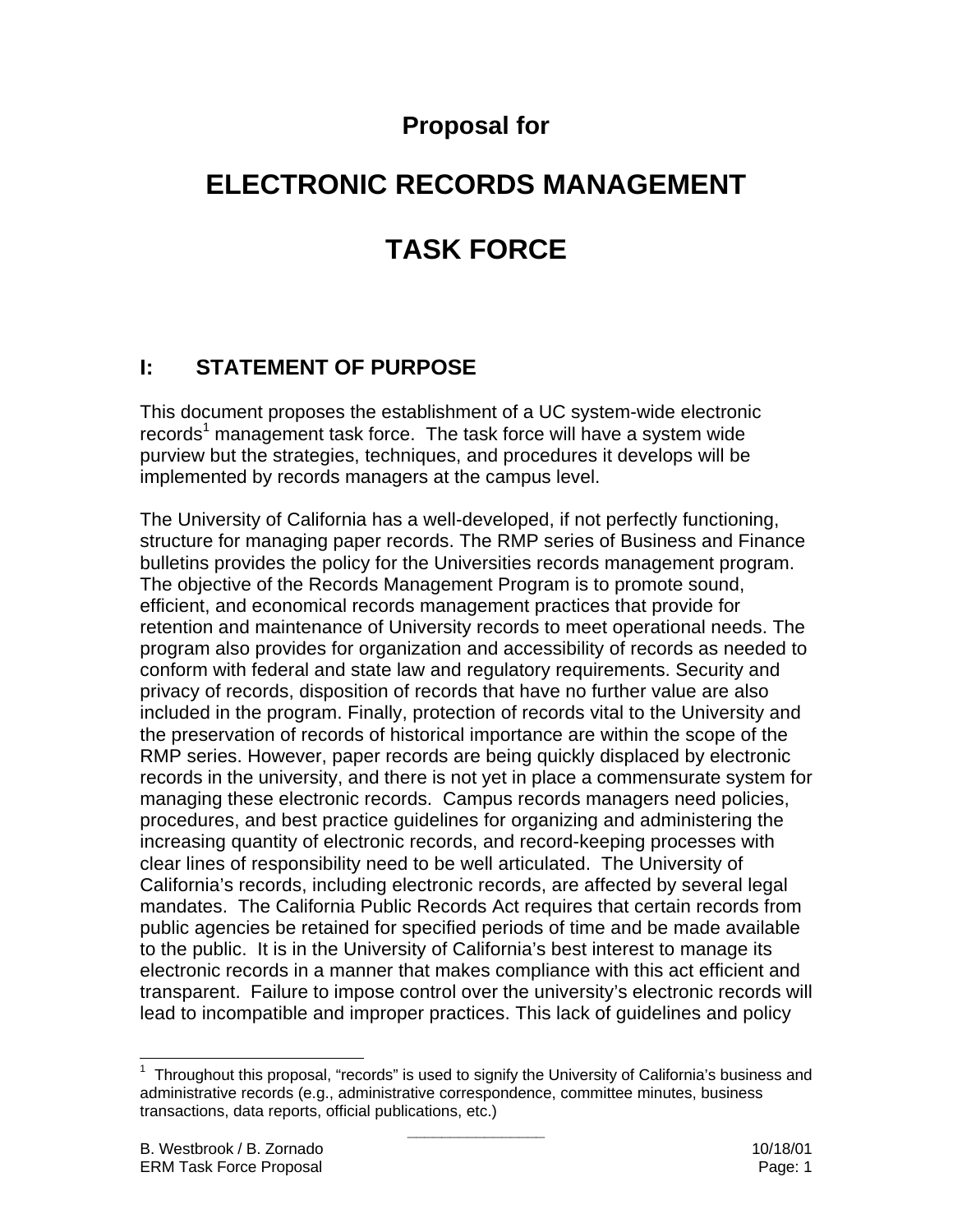# Proposal for

# ELECTRONIC RECORDS MANAGEMENT

# TASK FORCE

## I: STATEMENT OF PURPOSE

This document proposes the establishment of a UC system-wide electronic records[1] management task force. The task force will have a system wide purview but the strategies, techniques, and procedures it develops will be implemented by records managers at the campus level.

The University of California has a well-developed, if not perfectly functioning, structure for managing paper records. The RMP series of Business and Finance bulletins provides the policy for the Universities records management program. The objective of the Records Management Program is to promote sound, efficient, and economical records management practices that provide for retention and maintenance of University records to meet operational needs. The program also provides for organization and accessibility of records as needed to conform with federal and state law and regulatory requirements. Security and privacy of records, disposition of records that have no further value are also included in the program. Finally, protection of records vital to the University and the preservation of records of historical importance are within the scope of the RMP series. However, paper records are being quickly displaced by electronic records in the university, and there is not yet in place a commensurate system for managing these electronic records. Campus records managers need policies, procedures, and best practice guidelines for organizing and administering the increasing quantity of electronic records, and record-keeping processes with clear lines of responsibility need to be well articulated. The University of California's records, including electronic records, are affected by several legal mandates. The California Public Records Act requires that certain records from public agencies be retained for specified periods of time and be made available to the public. It is in the University of California's best interest to manage its electronic records in a manner that makes compliance with this act efficient and transparent. Failure to impose control over the university's electronic records will lead to incompatible and improper practices. This lack of guidelines and policy

---

[1] Throughout this proposal, "records" is used to signify the University of California's business and administrative records (e.g., administrative correspondence, committee minutes, business transactions, data reports, official publications, etc.)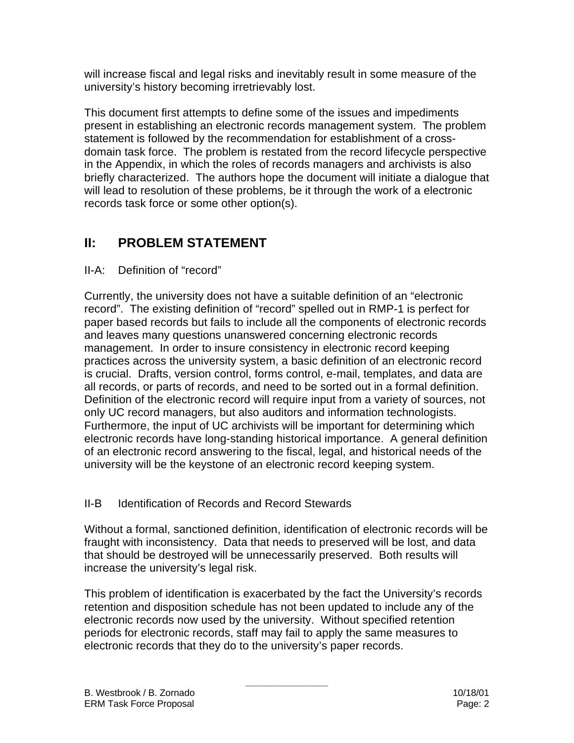will increase fiscal and legal risks and inevitably result in some measure of the university's history becoming irretrievably lost.

This document first attempts to define some of the issues and impediments present in establishing an electronic records management system. The problem statement is followed by the recommendation for establishment of a cross-domain task force. The problem is restated from the record lifecycle perspective in the Appendix, in which the roles of records managers and archivists is also briefly characterized. The authors hope the document will initiate a dialogue that will lead to resolution of these problems, be it through the work of a electronic records task force or some other option(s).

## II: PROBLEM STATEMENT

### II-A: Definition of "record"

Currently, the university does not have a suitable definition of an "electronic record". The existing definition of "record" spelled out in RMP-1 is perfect for paper based records but fails to include all the components of electronic records and leaves many questions unanswered concerning electronic records management. In order to insure consistency in electronic record keeping practices across the university system, a basic definition of an electronic record is crucial. Drafts, version control, forms control, e-mail, templates, and data are all records, or parts of records, and need to be sorted out in a formal definition. Definition of the electronic record will require input from a variety of sources, not only UC record managers, but also auditors and information technologists. Furthermore, the input of UC archivists will be important for determining which electronic records have long-standing historical importance. A general definition of an electronic record answering to the fiscal, legal, and historical needs of the university will be the keystone of an electronic record keeping system.

### II-B Identification of Records and Record Stewards

Without a formal, sanctioned definition, identification of electronic records will be fraught with inconsistency. Data that needs to preserved will be lost, and data that should be destroyed will be unnecessarily preserved. Both results will increase the university's legal risk.

This problem of identification is exacerbated by the fact the University's records retention and disposition schedule has not been updated to include any of the electronic records now used by the university. Without specified retention periods for electronic records, staff may fail to apply the same measures to electronic records that they do to the university's paper records.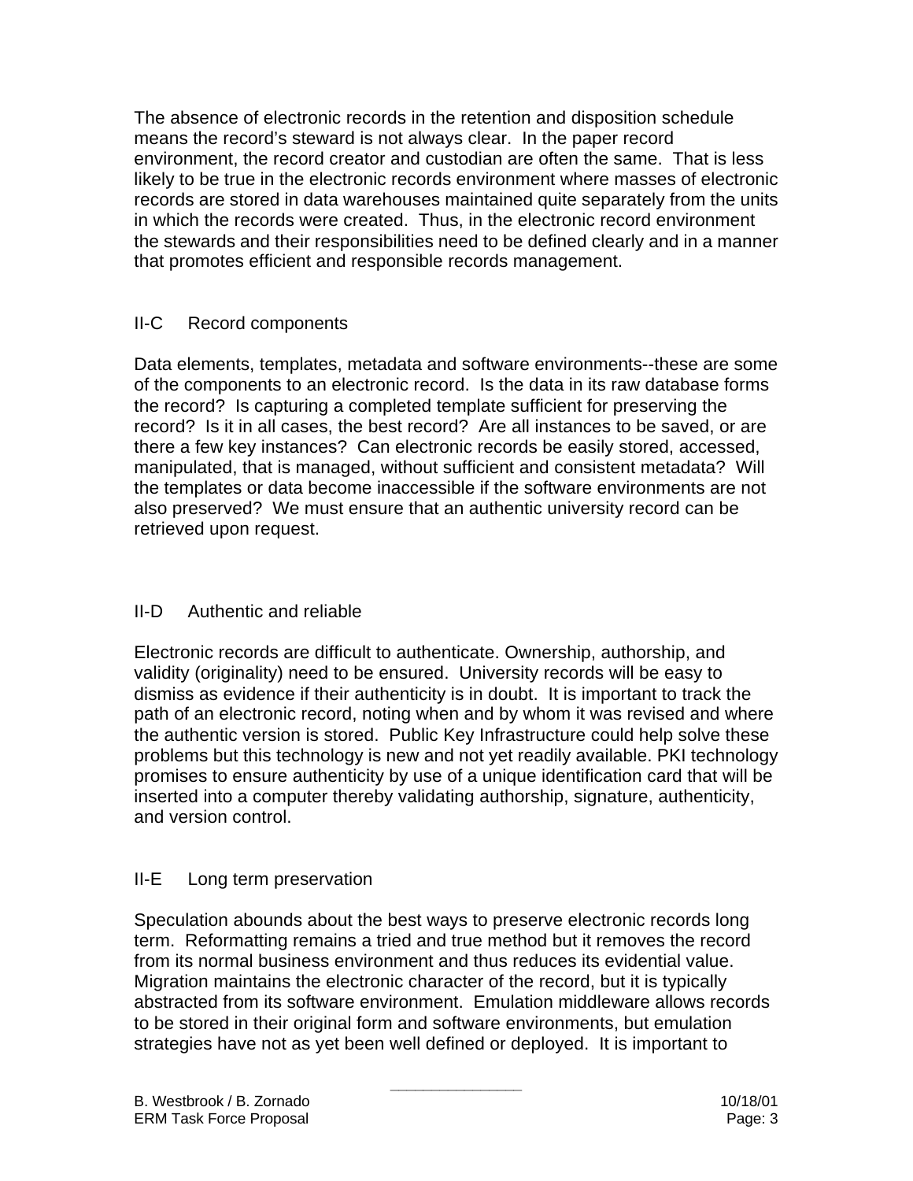The absence of electronic records in the retention and disposition schedule means the record's steward is not always clear. In the paper record environment, the record creator and custodian are often the same. That is less likely to be true in the electronic records environment where masses of electronic records are stored in data warehouses maintained quite separately from the units in which the records were created. Thus, in the electronic record environment the stewards and their responsibilities need to be defined clearly and in a manner that promotes efficient and responsible records management.

### II-C Record components

Data elements, templates, metadata and software environments--these are some of the components to an electronic record. Is the data in its raw database forms the record? Is capturing a completed template sufficient for preserving the record? Is it in all cases, the best record? Are all instances to be saved, or are there a few key instances? Can electronic records be easily stored, accessed, manipulated, that is managed, without sufficient and consistent metadata? Will the templates or data become inaccessible if the software environments are not also preserved? We must ensure that an authentic university record can be retrieved upon request.

### II-D Authentic and reliable

Electronic records are difficult to authenticate. Ownership, authorship, and validity (originality) need to be ensured. University records will be easy to dismiss as evidence if their authenticity is in doubt. It is important to track the path of an electronic record, noting when and by whom it was revised and where the authentic version is stored. Public Key Infrastructure could help solve these problems but this technology is new and not yet readily available. PKI technology promises to ensure authenticity by use of a unique identification card that will be inserted into a computer thereby validating authorship, signature, authenticity, and version control.

### II-E Long term preservation

Speculation abounds about the best ways to preserve electronic records long term. Reformatting remains a tried and true method but it removes the record from its normal business environment and thus reduces its evidential value. Migration maintains the electronic character of the record, but it is typically abstracted from its software environment. Emulation middleware allows records to be stored in their original form and software environments, but emulation strategies have not as yet been well defined or deployed. It is important to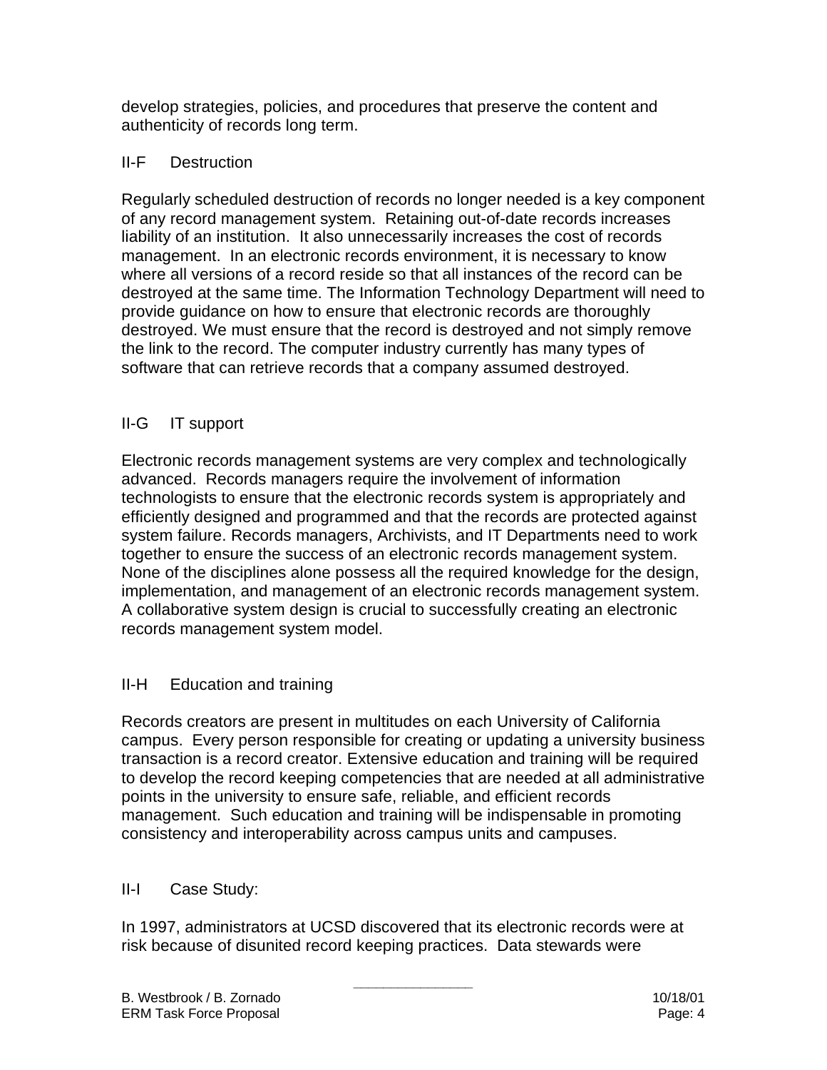develop strategies, policies, and procedures that preserve the content and authenticity of records long term.

### II-F Destruction

Regularly scheduled destruction of records no longer needed is a key component of any record management system. Retaining out-of-date records increases liability of an institution. It also unnecessarily increases the cost of records management. In an electronic records environment, it is necessary to know where all versions of a record reside so that all instances of the record can be destroyed at the same time. The Information Technology Department will need to provide guidance on how to ensure that electronic records are thoroughly destroyed. We must ensure that the record is destroyed and not simply remove the link to the record. The computer industry currently has many types of software that can retrieve records that a company assumed destroyed.

### II-G IT support

Electronic records management systems are very complex and technologically advanced. Records managers require the involvement of information technologists to ensure that the electronic records system is appropriately and efficiently designed and programmed and that the records are protected against system failure. Records managers, Archivists, and IT Departments need to work together to ensure the success of an electronic records management system. None of the disciplines alone possess all the required knowledge for the design, implementation, and management of an electronic records management system. A collaborative system design is crucial to successfully creating an electronic records management system model.

### II-H Education and training

Records creators are present in multitudes on each University of California campus. Every person responsible for creating or updating a university business transaction is a record creator. Extensive education and training will be required to develop the record keeping competencies that are needed at all administrative points in the university to ensure safe, reliable, and efficient records management. Such education and training will be indispensable in promoting consistency and interoperability across campus units and campuses.

### II-I Case Study:

In 1997, administrators at UCSD discovered that its electronic records were at risk because of disunited record keeping practices. Data stewards were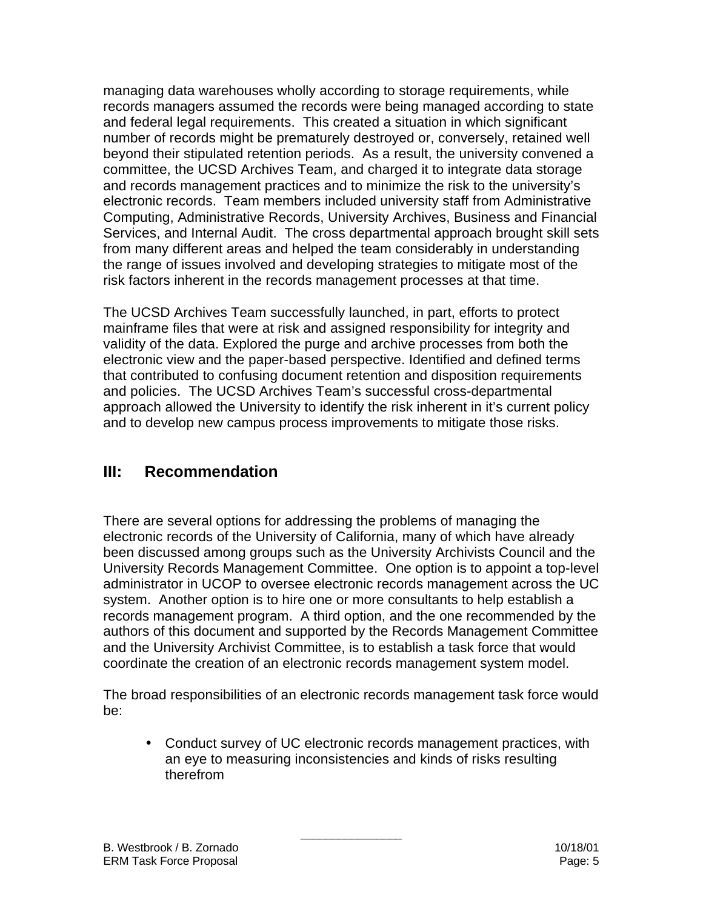managing data warehouses wholly according to storage requirements, while records managers assumed the records were being managed according to state and federal legal requirements.  This created a situation in which significant number of records might be prematurely destroyed or, conversely, retained well beyond their stipulated retention periods.  As a result, the university convened a committee, the UCSD Archives Team, and charged it to integrate data storage and records management practices and to minimize the risk to the university's electronic records.  Team members included university staff from Administrative Computing, Administrative Records, University Archives, Business and Financial Services, and Internal Audit.  The cross departmental approach brought skill sets from many different areas and helped the team considerably in understanding the range of issues involved and developing strategies to mitigate most of the risk factors inherent in the records management processes at that time.

The UCSD Archives Team successfully launched, in part, efforts to protect mainframe files that were at risk and assigned responsibility for integrity and validity of the data. Explored the purge and archive processes from both the electronic view and the paper-based perspective. Identified and defined terms that contributed to confusing document retention and disposition requirements and policies.  The UCSD Archives Team's successful cross-departmental approach allowed the University to identify the risk inherent in it's current policy and to develop new campus process improvements to mitigate those risks.

## III: Recommendation

There are several options for addressing the problems of managing the electronic records of the University of California, many of which have already been discussed among groups such as the University Archivists Council and the University Records Management Committee.  One option is to appoint a top-level administrator in UCOP to oversee electronic records management across the UC system.  Another option is to hire one or more consultants to help establish a records management program.  A third option, and the one recommended by the authors of this document and supported by the Records Management Committee and the University Archivist Committee, is to establish a task force that would coordinate the creation of an electronic records management system model.

The broad responsibilities of an electronic records management task force would be:

- Conduct survey of UC electronic records management practices, with an eye to measuring inconsistencies and kinds of risks resulting therefrom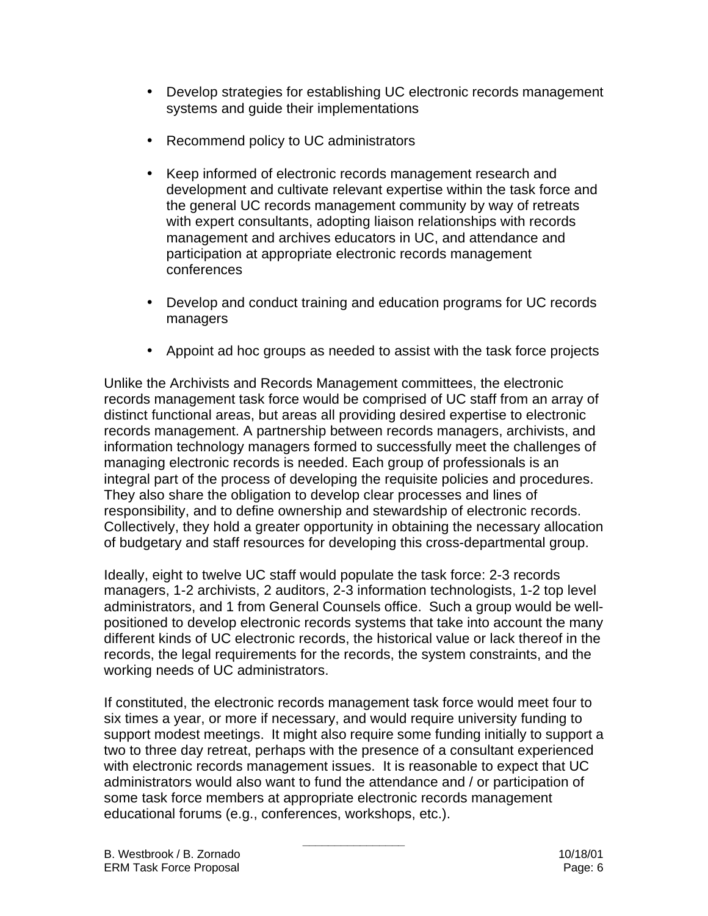- Develop strategies for establishing UC electronic records management systems and guide their implementations

- Recommend policy to UC administrators

- Keep informed of electronic records management research and development and cultivate relevant expertise within the task force and the general UC records management community by way of retreats with expert consultants, adopting liaison relationships with records management and archives educators in UC, and attendance and participation at appropriate electronic records management conferences

- Develop and conduct training and education programs for UC records managers

- Appoint ad hoc groups as needed to assist with the task force projects

Unlike the Archivists and Records Management committees, the electronic records management task force would be comprised of UC staff from an array of distinct functional areas, but areas all providing desired expertise to electronic records management. A partnership between records managers, archivists, and information technology managers formed to successfully meet the challenges of managing electronic records is needed. Each group of professionals is an integral part of the process of developing the requisite policies and procedures. They also share the obligation to develop clear processes and lines of responsibility, and to define ownership and stewardship of electronic records. Collectively, they hold a greater opportunity in obtaining the necessary allocation of budgetary and staff resources for developing this cross-departmental group.

Ideally, eight to twelve UC staff would populate the task force: 2-3 records managers, 1-2 archivists, 2 auditors, 2-3 information technologists, 1-2 top level administrators, and 1 from General Counsels office. Such a group would be well-positioned to develop electronic records systems that take into account the many different kinds of UC electronic records, the historical value or lack thereof in the records, the legal requirements for the records, the system constraints, and the working needs of UC administrators.

If constituted, the electronic records management task force would meet four to six times a year, or more if necessary, and would require university funding to support modest meetings. It might also require some funding initially to support a two to three day retreat, perhaps with the presence of a consultant experienced with electronic records management issues. It is reasonable to expect that UC administrators would also want to fund the attendance and / or participation of some task force members at appropriate electronic records management educational forums (e.g., conferences, workshops, etc.).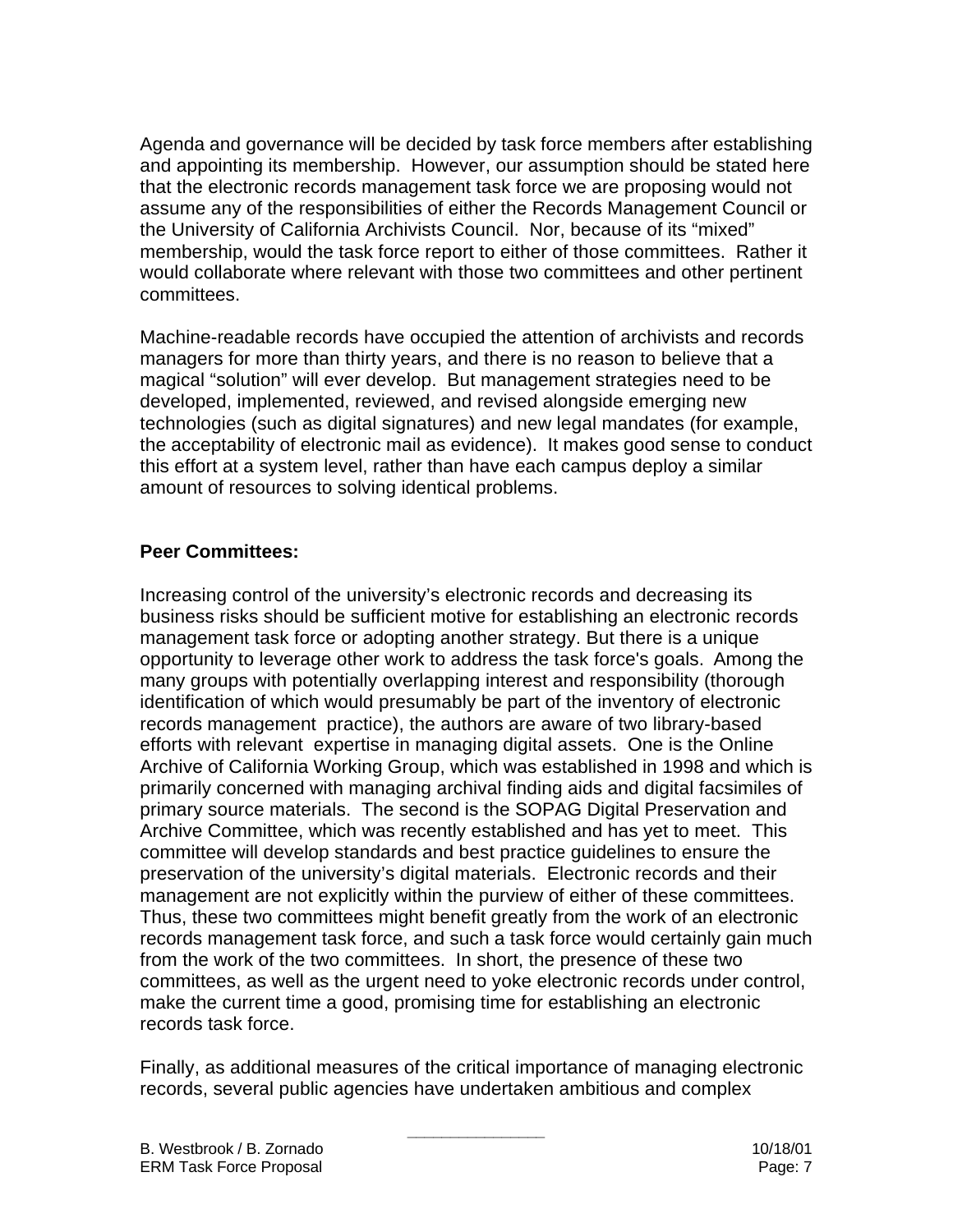Agenda and governance will be decided by task force members after establishing and appointing its membership. However, our assumption should be stated here that the electronic records management task force we are proposing would not assume any of the responsibilities of either the Records Management Council or the University of California Archivists Council. Nor, because of its “mixed” membership, would the task force report to either of those committees. Rather it would collaborate where relevant with those two committees and other pertinent committees.

Machine-readable records have occupied the attention of archivists and records managers for more than thirty years, and there is no reason to believe that a magical “solution” will ever develop. But management strategies need to be developed, implemented, reviewed, and revised alongside emerging new technologies (such as digital signatures) and new legal mandates (for example, the acceptability of electronic mail as evidence). It makes good sense to conduct this effort at a system level, rather than have each campus deploy a similar amount of resources to solving identical problems.

**Peer Committees:**

Increasing control of the university’s electronic records and decreasing its business risks should be sufficient motive for establishing an electronic records management task force or adopting another strategy. But there is a unique opportunity to leverage other work to address the task force's goals. Among the many groups with potentially overlapping interest and responsibility (thorough identification of which would presumably be part of the inventory of electronic records management practice), the authors are aware of two library-based efforts with relevant expertise in managing digital assets. One is the Online Archive of California Working Group, which was established in 1998 and which is primarily concerned with managing archival finding aids and digital facsimiles of primary source materials. The second is the SOPAG Digital Preservation and Archive Committee, which was recently established and has yet to meet. This committee will develop standards and best practice guidelines to ensure the preservation of the university’s digital materials. Electronic records and their management are not explicitly within the purview of either of these committees. Thus, these two committees might benefit greatly from the work of an electronic records management task force, and such a task force would certainly gain much from the work of the two committees. In short, the presence of these two committees, as well as the urgent need to yoke electronic records under control, make the current time a good, promising time for establishing an electronic records task force.

Finally, as additional measures of the critical importance of managing electronic records, several public agencies have undertaken ambitious and complex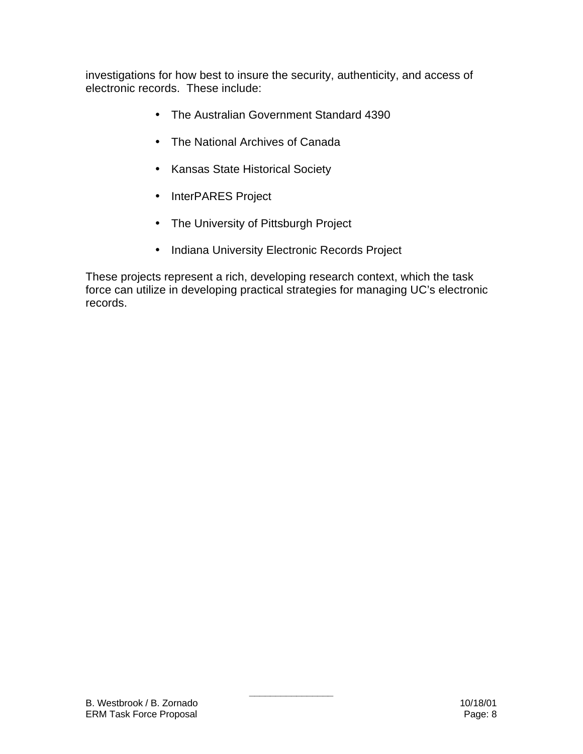investigations for how best to insure the security, authenticity, and access of electronic records.  These include:

- The Australian Government Standard 4390
- The National Archives of Canada
- Kansas State Historical Society
- InterPARES Project
- The University of Pittsburgh Project
- Indiana University Electronic Records Project

These projects represent a rich, developing research context, which the task force can utilize in developing practical strategies for managing UC's electronic records.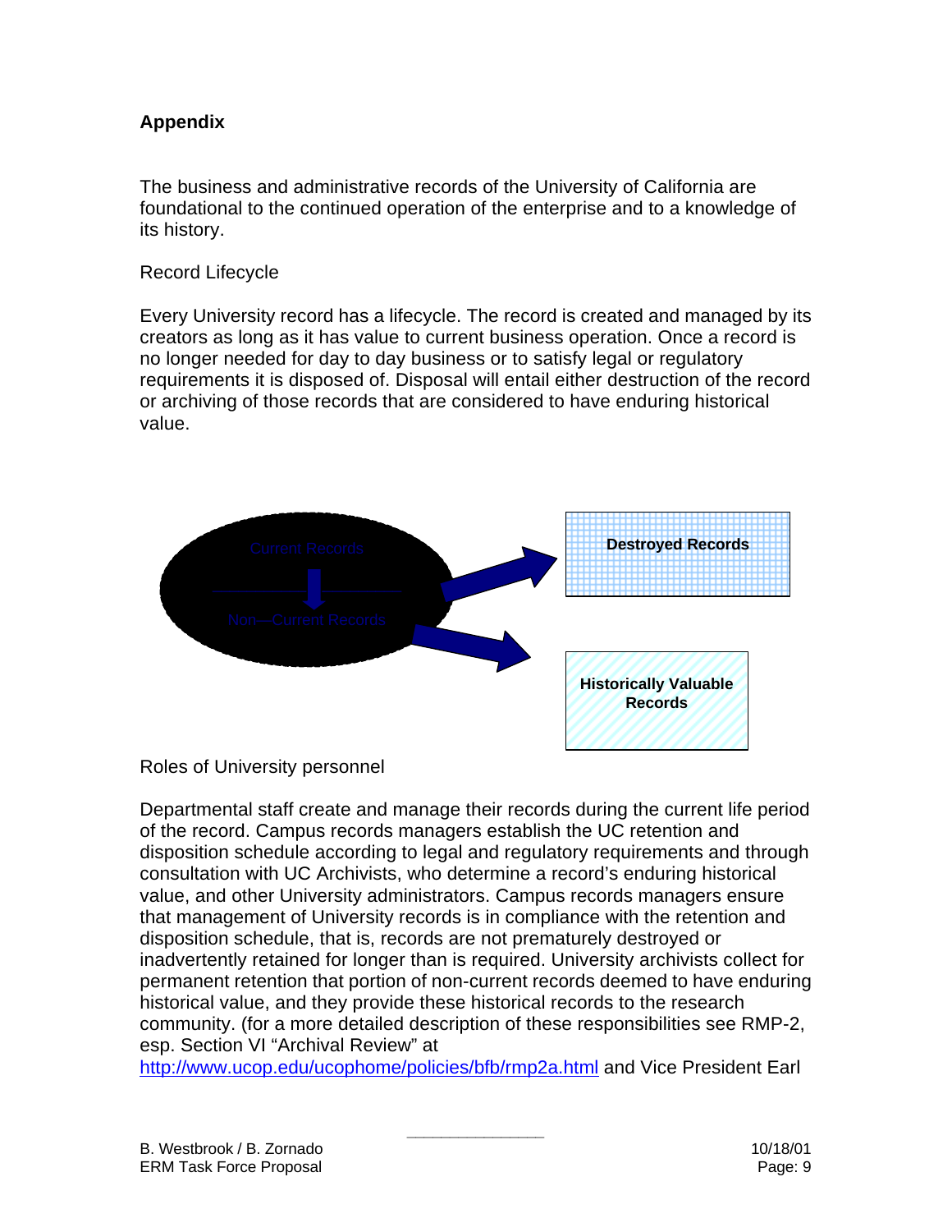**Appendix**

The business and administrative records of the University of California are foundational to the continued operation of the enterprise and to a knowledge of its history.

Record Lifecycle

Every University record has a lifecycle. The record is created and managed by its creators as long as it has value to current business operation. Once a record is no longer needed for day to day business or to satisfy legal or regulatory requirements it is disposed of. Disposal will entail either destruction of the record or archiving of those records that are considered to have enduring historical value.

Current Records

Non—Current Records

**Destroyed Records**

**Historically Valuable Records**

Roles of University personnel

Departmental staff create and manage their records during the current life period of the record. Campus records managers establish the UC retention and disposition schedule according to legal and regulatory requirements and through consultation with UC Archivists, who determine a record's enduring historical value, and other University administrators. Campus records managers ensure that management of University records is in compliance with the retention and disposition schedule, that is, records are not prematurely destroyed or inadvertently retained for longer than is required. University archivists collect for permanent retention that portion of non-current records deemed to have enduring historical value, and they provide these historical records to the research community. (for a more detailed description of these responsibilities see RMP-2, esp. Section VI "Archival Review" at [http://www.ucop.edu/ucophome/policies/bfb/rmp2a.html](http://www.ucop.edu/ucophome/policies/bfb/rmp2a.html) and Vice President Earl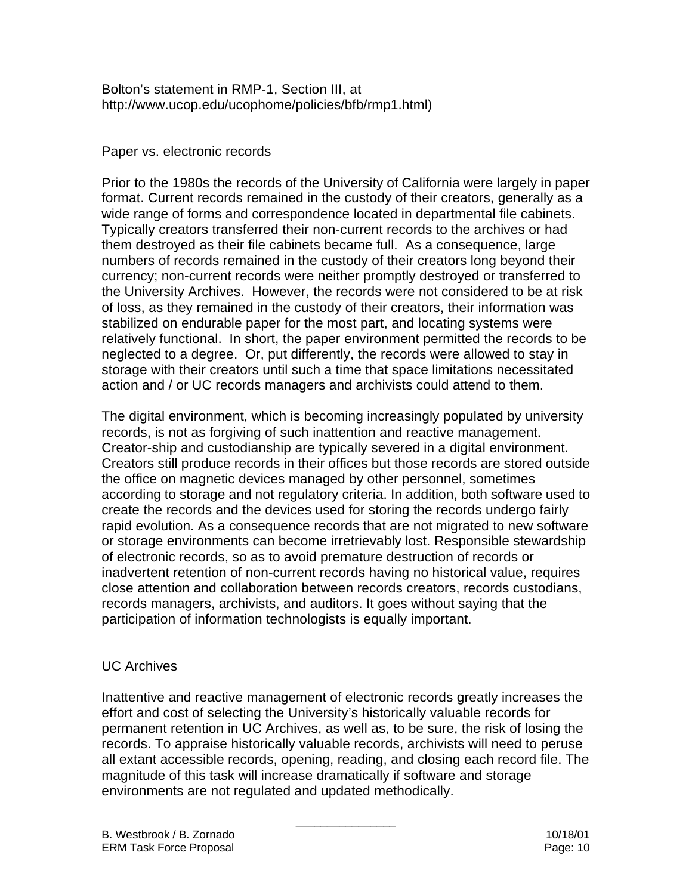Bolton's statement in RMP-1, Section III, at http://www.ucop.edu/ucophome/policies/bfb/rmp1.html)

## Paper vs. electronic records

Prior to the 1980s the records of the University of California were largely in paper format. Current records remained in the custody of their creators, generally as a wide range of forms and correspondence located in departmental file cabinets. Typically creators transferred their non-current records to the archives or had them destroyed as their file cabinets became full. As a consequence, large numbers of records remained in the custody of their creators long beyond their currency; non-current records were neither promptly destroyed or transferred to the University Archives. However, the records were not considered to be at risk of loss, as they remained in the custody of their creators, their information was stabilized on endurable paper for the most part, and locating systems were relatively functional. In short, the paper environment permitted the records to be neglected to a degree. Or, put differently, the records were allowed to stay in storage with their creators until such a time that space limitations necessitated action and / or UC records managers and archivists could attend to them.

The digital environment, which is becoming increasingly populated by university records, is not as forgiving of such inattention and reactive management. Creator-ship and custodianship are typically severed in a digital environment. Creators still produce records in their offices but those records are stored outside the office on magnetic devices managed by other personnel, sometimes according to storage and not regulatory criteria. In addition, both software used to create the records and the devices used for storing the records undergo fairly rapid evolution. As a consequence records that are not migrated to new software or storage environments can become irretrievably lost. Responsible stewardship of electronic records, so as to avoid premature destruction of records or inadvertent retention of non-current records having no historical value, requires close attention and collaboration between records creators, records custodians, records managers, archivists, and auditors. It goes without saying that the participation of information technologists is equally important.

## UC Archives

Inattentive and reactive management of electronic records greatly increases the effort and cost of selecting the University's historically valuable records for permanent retention in UC Archives, as well as, to be sure, the risk of losing the records. To appraise historically valuable records, archivists will need to peruse all extant accessible records, opening, reading, and closing each record file. The magnitude of this task will increase dramatically if software and storage environments are not regulated and updated methodically.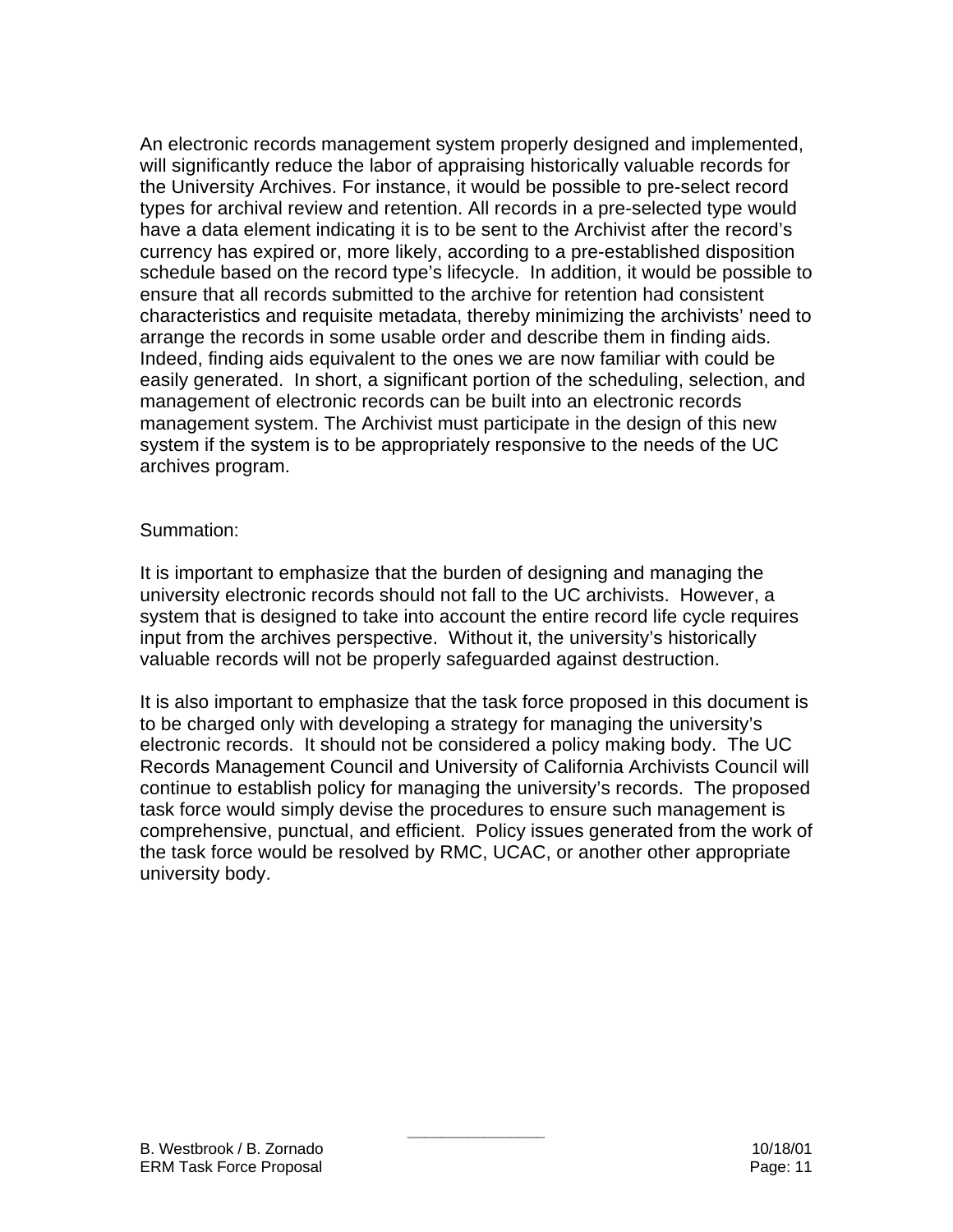An electronic records management system properly designed and implemented, will significantly reduce the labor of appraising historically valuable records for the University Archives. For instance, it would be possible to pre-select record types for archival review and retention. All records in a pre-selected type would have a data element indicating it is to be sent to the Archivist after the record's currency has expired or, more likely, according to a pre-established disposition schedule based on the record type's lifecycle. In addition, it would be possible to ensure that all records submitted to the archive for retention had consistent characteristics and requisite metadata, thereby minimizing the archivists' need to arrange the records in some usable order and describe them in finding aids. Indeed, finding aids equivalent to the ones we are now familiar with could be easily generated. In short, a significant portion of the scheduling, selection, and management of electronic records can be built into an electronic records management system. The Archivist must participate in the design of this new system if the system is to be appropriately responsive to the needs of the UC archives program.

Summation:

It is important to emphasize that the burden of designing and managing the university electronic records should not fall to the UC archivists. However, a system that is designed to take into account the entire record life cycle requires input from the archives perspective. Without it, the university's historically valuable records will not be properly safeguarded against destruction.

It is also important to emphasize that the task force proposed in this document is to be charged only with developing a strategy for managing the university's electronic records. It should not be considered a policy making body. The UC Records Management Council and University of California Archivists Council will continue to establish policy for managing the university's records. The proposed task force would simply devise the procedures to ensure such management is comprehensive, punctual, and efficient. Policy issues generated from the work of the task force would be resolved by RMC, UCAC, or another other appropriate university body.